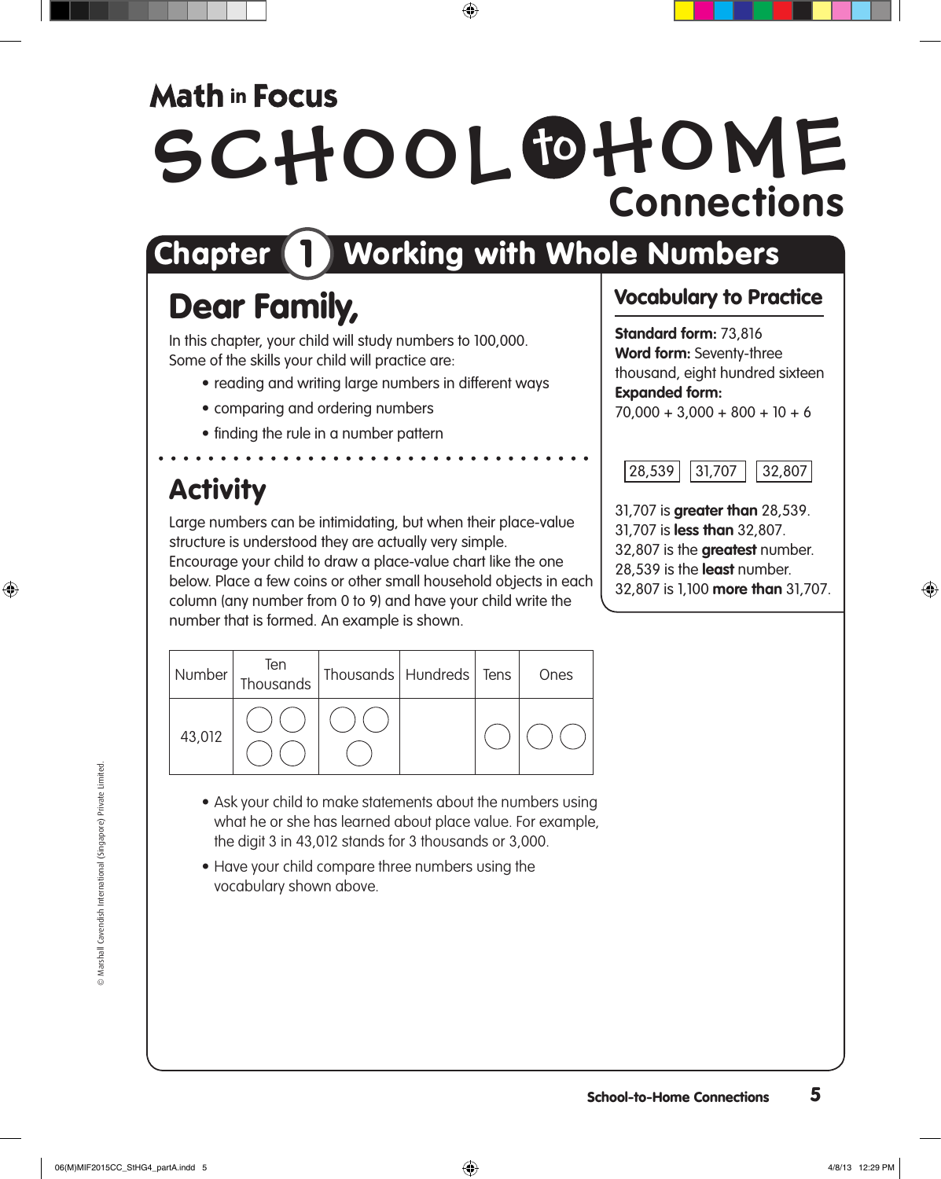# Math in Focus

# SCHOOL to HOME Connections

## Chapter 1 Working with Whole Numbers

### Dear Family,

In this chapter, your child will study numbers to 100,000. Some of the skills your child will practice are:

- reading and writing large numbers in different ways
- comparing and ordering numbers
- finding the rule in a number pattern

### Activity

Large numbers can be intimidating, but when their place-value structure is understood they are actually very simple. Encourage your child to draw a place-value chart like the one below. Place a few coins or other small household objects in each column (any number from 0 to 9) and have your child write the number that is formed. An example is shown.

| Number | Ten Thousands | Thousands | Hundreds | Tens | Ones |
|---|---|---|---|---|---|
| 43,012 | ○○○○ | ○○○ | | ○ | ○○ |

- Ask your child to make statements about the numbers using what he or she has learned about place value. For example, the digit 3 in 43,012 stands for 3 thousands or 3,000.
- Have your child compare three numbers using the vocabulary shown above.

### Vocabulary to Practice

**Standard form:** 73,816
**Word form:** Seventy-three thousand, eight hundred sixteen
**Expanded form:**
70,000 + 3,000 + 800 + 10 + 6

28,539 | 31,707 | 32,807

31,707 is **greater than** 28,539.
31,707 is **less than** 32,807.
32,807 is the **greatest** number.
28,539 is the **least** number.
32,807 is 1,100 **more than** 31,707.

© Marshall Cavendish International (Singapore) Private Limited.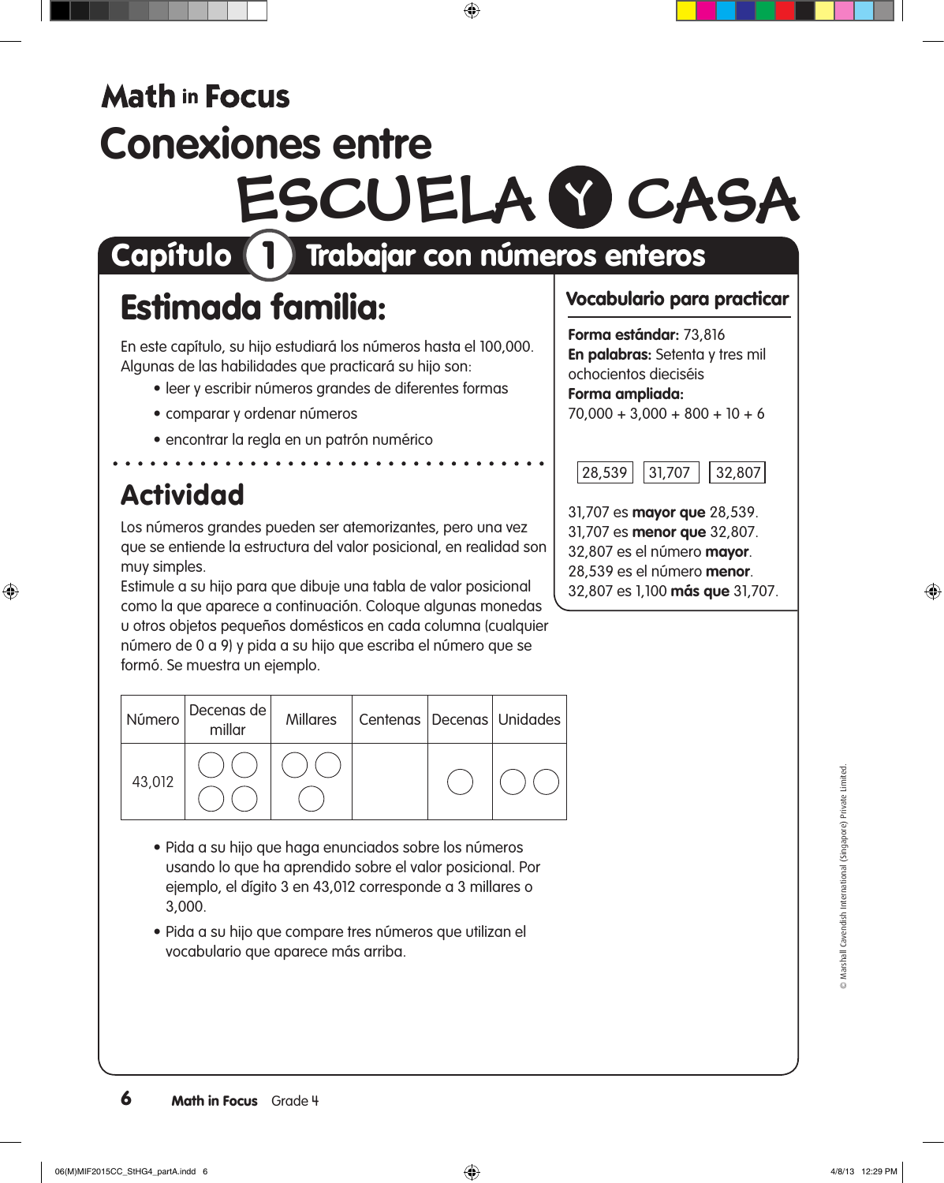**Math in Focus**

# Conexiones entre ESCUELA Y CASA

## Capítulo 1 Trabajar con números enteros

## Estimada familia:

En este capítulo, su hijo estudiará los números hasta el 100,000. Algunas de las habilidades que practicará su hijo son:

- leer y escribir números grandes de diferentes formas
- comparar y ordenar números
- encontrar la regla en un patrón numérico

## Actividad

Los números grandes pueden ser atemorizantes, pero una vez que se entiende la estructura del valor posicional, en realidad son muy simples.
Estimule a su hijo para que dibuje una tabla de valor posicional como la que aparece a continuación. Coloque algunas monedas u otros objetos pequeños domésticos en cada columna (cualquier número de 0 a 9) y pida a su hijo que escriba el número que se formó. Se muestra un ejemplo.

| Número | Decenas de millar | Millares | Centenas | Decenas | Unidades |
|---|---|---|---|---|---|
| 43,012 | ○○○○ | ○○○ | | ○ | ○○ |

- Pida a su hijo que haga enunciados sobre los números usando lo que ha aprendido sobre el valor posicional. Por ejemplo, el dígito 3 en 43,012 corresponde a 3 millares o 3,000.
- Pida a su hijo que compare tres números que utilizan el vocabulario que aparece más arriba.

### Vocabulario para practicar

**Forma estándar:** 73,816
**En palabras:** Setenta y tres mil ochocientos dieciséis
**Forma ampliada:**
70,000 + 3,000 + 800 + 10 + 6

28,539 | 31,707 | 32,807

31,707 es **mayor que** 28,539.
31,707 es **menor que** 32,807.
32,807 es el número **mayor**.
28,539 es el número **menor**.
32,807 es 1,100 **más que** 31,707.

© Marshall Cavendish International (Singapore) Private Limited.